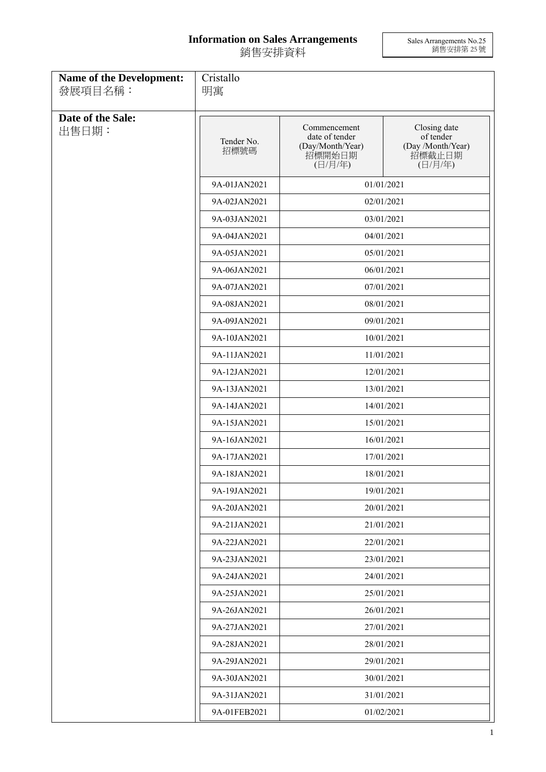# Information on Sales Arrangements
# 銷售安排資料

Sales Arrangements No.25
銷售安排第 25 號

**Name of the Development:**
發展項目名稱：

Cristallo
明寓

**Date of the Sale:**
出售日期：

| Tender No. 招標號碼 | Commencement date of tender (Day/Month/Year) 招標開始日期 (日/月/年) | Closing date of tender (Day /Month/Year) 招標截止日期 (日/月/年) |
|---|---|---|
| 9A-01JAN2021 | 01/01/2021 | |
| 9A-02JAN2021 | 02/01/2021 | |
| 9A-03JAN2021 | 03/01/2021 | |
| 9A-04JAN2021 | 04/01/2021 | |
| 9A-05JAN2021 | 05/01/2021 | |
| 9A-06JAN2021 | 06/01/2021 | |
| 9A-07JAN2021 | 07/01/2021 | |
| 9A-08JAN2021 | 08/01/2021 | |
| 9A-09JAN2021 | 09/01/2021 | |
| 9A-10JAN2021 | 10/01/2021 | |
| 9A-11JAN2021 | 11/01/2021 | |
| 9A-12JAN2021 | 12/01/2021 | |
| 9A-13JAN2021 | 13/01/2021 | |
| 9A-14JAN2021 | 14/01/2021 | |
| 9A-15JAN2021 | 15/01/2021 | |
| 9A-16JAN2021 | 16/01/2021 | |
| 9A-17JAN2021 | 17/01/2021 | |
| 9A-18JAN2021 | 18/01/2021 | |
| 9A-19JAN2021 | 19/01/2021 | |
| 9A-20JAN2021 | 20/01/2021 | |
| 9A-21JAN2021 | 21/01/2021 | |
| 9A-22JAN2021 | 22/01/2021 | |
| 9A-23JAN2021 | 23/01/2021 | |
| 9A-24JAN2021 | 24/01/2021 | |
| 9A-25JAN2021 | 25/01/2021 | |
| 9A-26JAN2021 | 26/01/2021 | |
| 9A-27JAN2021 | 27/01/2021 | |
| 9A-28JAN2021 | 28/01/2021 | |
| 9A-29JAN2021 | 29/01/2021 | |
| 9A-30JAN2021 | 30/01/2021 | |
| 9A-31JAN2021 | 31/01/2021 | |
| 9A-01FEB2021 | 01/02/2021 | |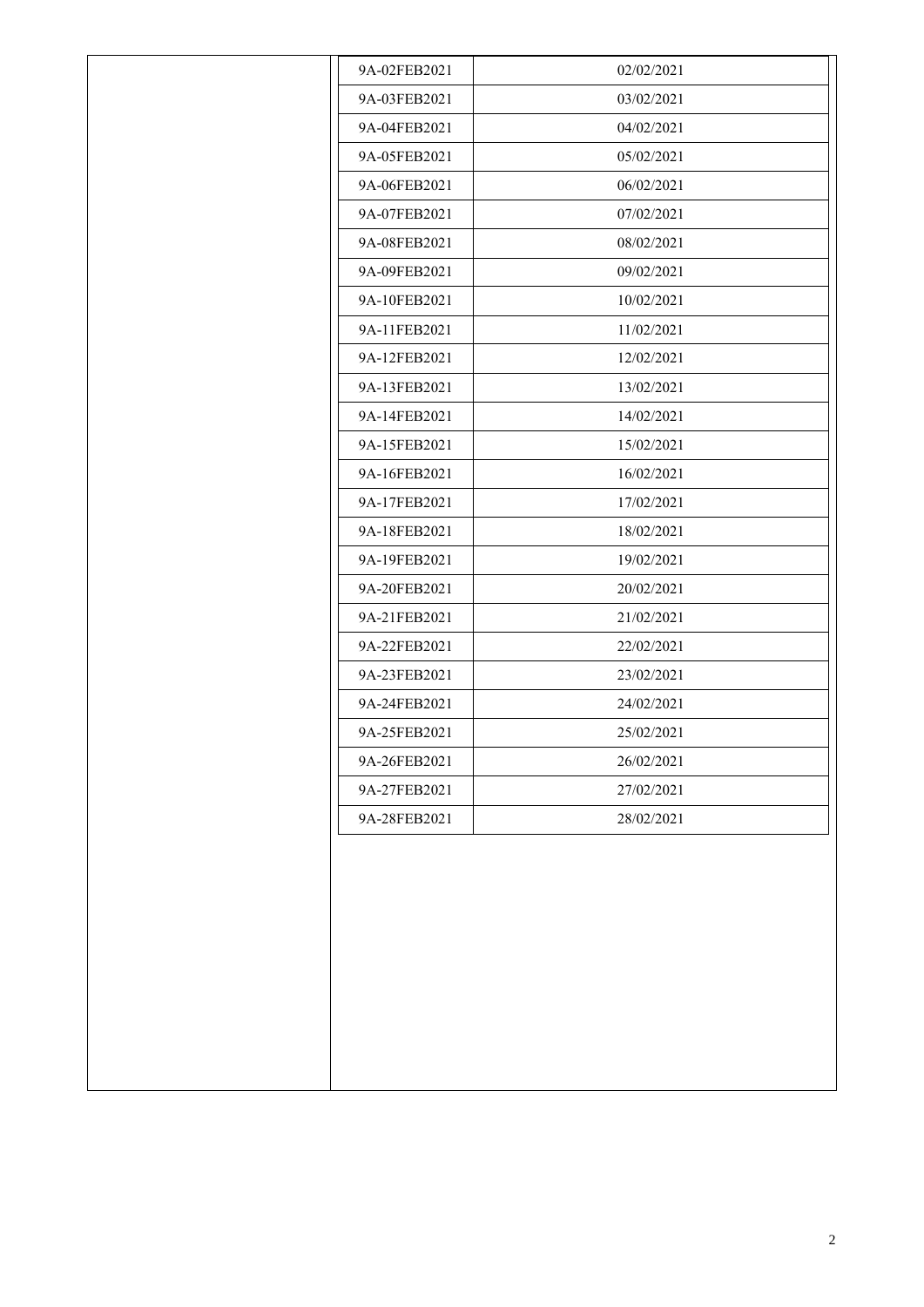| | |
|---|---|
| 9A-02FEB2021 | 02/02/2021 |
| 9A-03FEB2021 | 03/02/2021 |
| 9A-04FEB2021 | 04/02/2021 |
| 9A-05FEB2021 | 05/02/2021 |
| 9A-06FEB2021 | 06/02/2021 |
| 9A-07FEB2021 | 07/02/2021 |
| 9A-08FEB2021 | 08/02/2021 |
| 9A-09FEB2021 | 09/02/2021 |
| 9A-10FEB2021 | 10/02/2021 |
| 9A-11FEB2021 | 11/02/2021 |
| 9A-12FEB2021 | 12/02/2021 |
| 9A-13FEB2021 | 13/02/2021 |
| 9A-14FEB2021 | 14/02/2021 |
| 9A-15FEB2021 | 15/02/2021 |
| 9A-16FEB2021 | 16/02/2021 |
| 9A-17FEB2021 | 17/02/2021 |
| 9A-18FEB2021 | 18/02/2021 |
| 9A-19FEB2021 | 19/02/2021 |
| 9A-20FEB2021 | 20/02/2021 |
| 9A-21FEB2021 | 21/02/2021 |
| 9A-22FEB2021 | 22/02/2021 |
| 9A-23FEB2021 | 23/02/2021 |
| 9A-24FEB2021 | 24/02/2021 |
| 9A-25FEB2021 | 25/02/2021 |
| 9A-26FEB2021 | 26/02/2021 |
| 9A-27FEB2021 | 27/02/2021 |
| 9A-28FEB2021 | 28/02/2021 |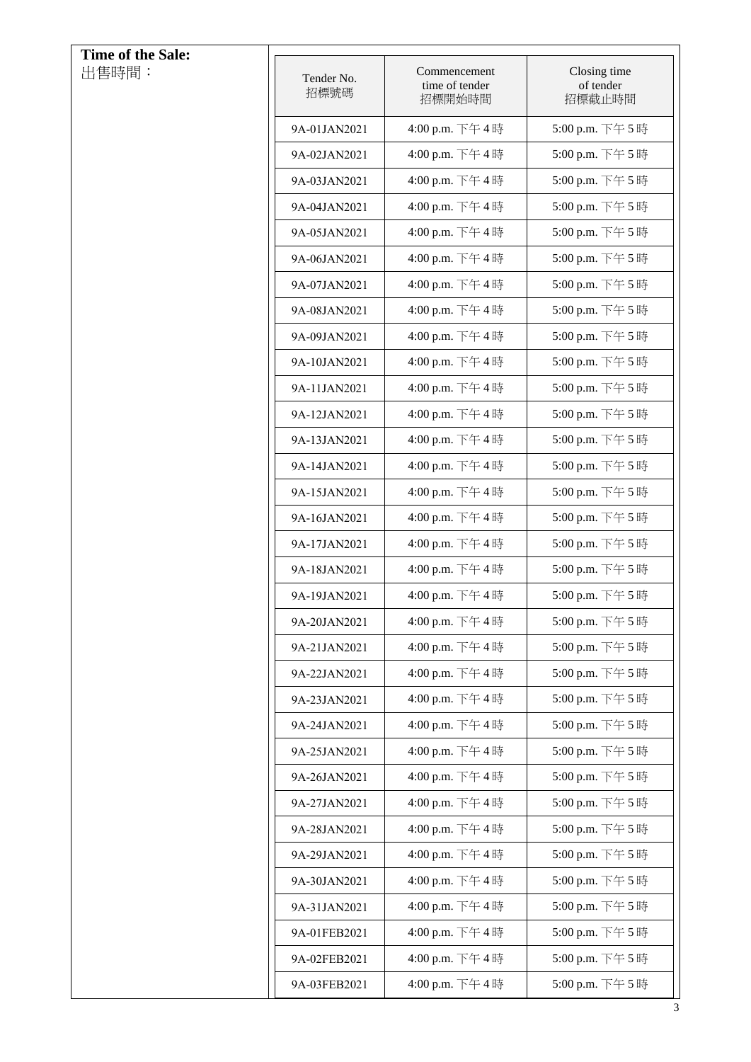**Time of the Sale:**
出售時間：

| Tender No. 招標號碼 | Commencement time of tender 招標開始時間 | Closing time of tender 招標截止時間 |
|---|---|---|
| 9A-01JAN2021 | 4:00 p.m. 下午 4 時 | 5:00 p.m. 下午 5 時 |
| 9A-02JAN2021 | 4:00 p.m. 下午 4 時 | 5:00 p.m. 下午 5 時 |
| 9A-03JAN2021 | 4:00 p.m. 下午 4 時 | 5:00 p.m. 下午 5 時 |
| 9A-04JAN2021 | 4:00 p.m. 下午 4 時 | 5:00 p.m. 下午 5 時 |
| 9A-05JAN2021 | 4:00 p.m. 下午 4 時 | 5:00 p.m. 下午 5 時 |
| 9A-06JAN2021 | 4:00 p.m. 下午 4 時 | 5:00 p.m. 下午 5 時 |
| 9A-07JAN2021 | 4:00 p.m. 下午 4 時 | 5:00 p.m. 下午 5 時 |
| 9A-08JAN2021 | 4:00 p.m. 下午 4 時 | 5:00 p.m. 下午 5 時 |
| 9A-09JAN2021 | 4:00 p.m. 下午 4 時 | 5:00 p.m. 下午 5 時 |
| 9A-10JAN2021 | 4:00 p.m. 下午 4 時 | 5:00 p.m. 下午 5 時 |
| 9A-11JAN2021 | 4:00 p.m. 下午 4 時 | 5:00 p.m. 下午 5 時 |
| 9A-12JAN2021 | 4:00 p.m. 下午 4 時 | 5:00 p.m. 下午 5 時 |
| 9A-13JAN2021 | 4:00 p.m. 下午 4 時 | 5:00 p.m. 下午 5 時 |
| 9A-14JAN2021 | 4:00 p.m. 下午 4 時 | 5:00 p.m. 下午 5 時 |
| 9A-15JAN2021 | 4:00 p.m. 下午 4 時 | 5:00 p.m. 下午 5 時 |
| 9A-16JAN2021 | 4:00 p.m. 下午 4 時 | 5:00 p.m. 下午 5 時 |
| 9A-17JAN2021 | 4:00 p.m. 下午 4 時 | 5:00 p.m. 下午 5 時 |
| 9A-18JAN2021 | 4:00 p.m. 下午 4 時 | 5:00 p.m. 下午 5 時 |
| 9A-19JAN2021 | 4:00 p.m. 下午 4 時 | 5:00 p.m. 下午 5 時 |
| 9A-20JAN2021 | 4:00 p.m. 下午 4 時 | 5:00 p.m. 下午 5 時 |
| 9A-21JAN2021 | 4:00 p.m. 下午 4 時 | 5:00 p.m. 下午 5 時 |
| 9A-22JAN2021 | 4:00 p.m. 下午 4 時 | 5:00 p.m. 下午 5 時 |
| 9A-23JAN2021 | 4:00 p.m. 下午 4 時 | 5:00 p.m. 下午 5 時 |
| 9A-24JAN2021 | 4:00 p.m. 下午 4 時 | 5:00 p.m. 下午 5 時 |
| 9A-25JAN2021 | 4:00 p.m. 下午 4 時 | 5:00 p.m. 下午 5 時 |
| 9A-26JAN2021 | 4:00 p.m. 下午 4 時 | 5:00 p.m. 下午 5 時 |
| 9A-27JAN2021 | 4:00 p.m. 下午 4 時 | 5:00 p.m. 下午 5 時 |
| 9A-28JAN2021 | 4:00 p.m. 下午 4 時 | 5:00 p.m. 下午 5 時 |
| 9A-29JAN2021 | 4:00 p.m. 下午 4 時 | 5:00 p.m. 下午 5 時 |
| 9A-30JAN2021 | 4:00 p.m. 下午 4 時 | 5:00 p.m. 下午 5 時 |
| 9A-31JAN2021 | 4:00 p.m. 下午 4 時 | 5:00 p.m. 下午 5 時 |
| 9A-01FEB2021 | 4:00 p.m. 下午 4 時 | 5:00 p.m. 下午 5 時 |
| 9A-02FEB2021 | 4:00 p.m. 下午 4 時 | 5:00 p.m. 下午 5 時 |
| 9A-03FEB2021 | 4:00 p.m. 下午 4 時 | 5:00 p.m. 下午 5 時 |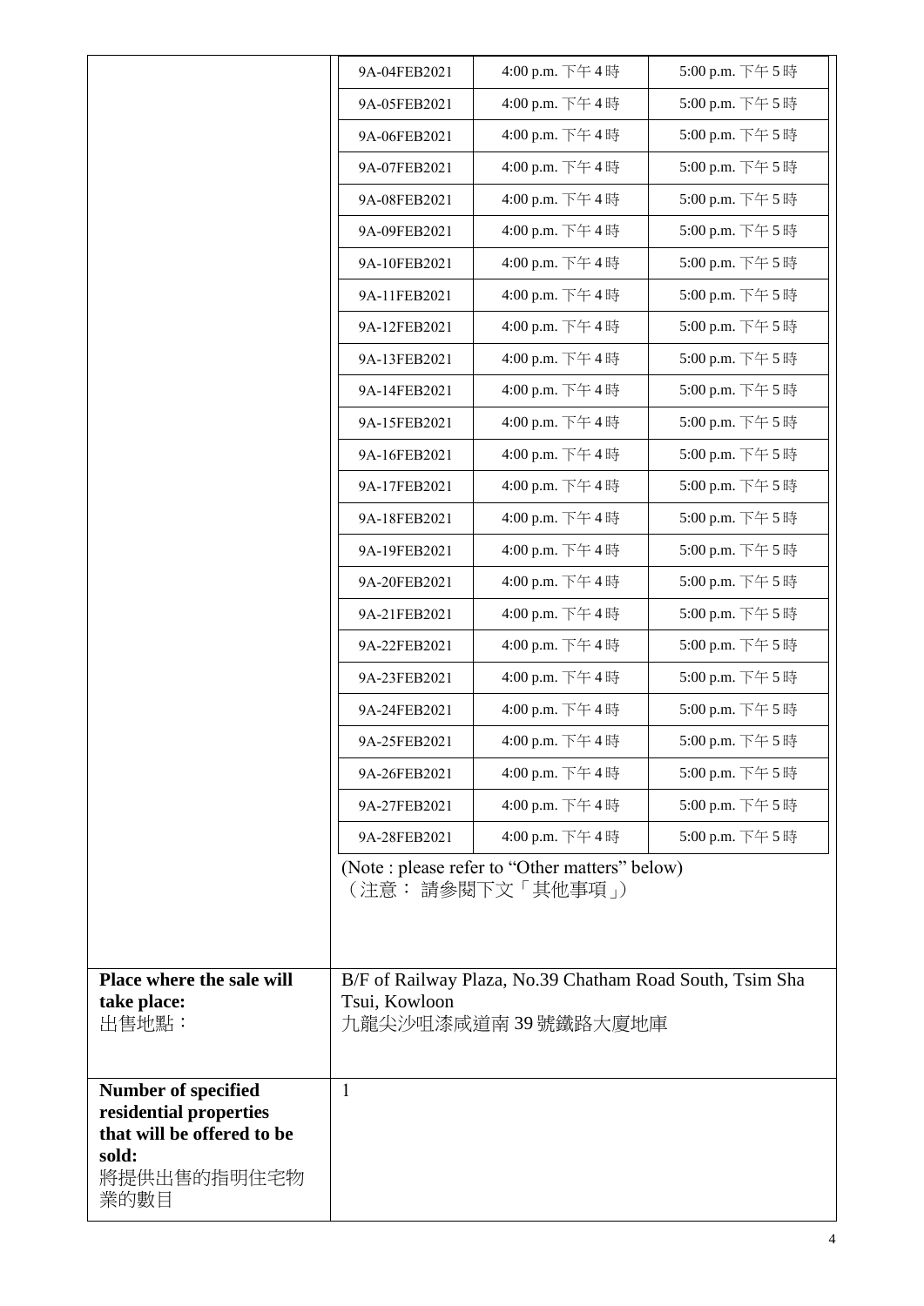| | | | |
|---|---|---|---|
| | 9A-04FEB2021 | 4:00 p.m. 下午 4 時 | 5:00 p.m. 下午 5 時 |
| | 9A-05FEB2021 | 4:00 p.m. 下午 4 時 | 5:00 p.m. 下午 5 時 |
| | 9A-06FEB2021 | 4:00 p.m. 下午 4 時 | 5:00 p.m. 下午 5 時 |
| | 9A-07FEB2021 | 4:00 p.m. 下午 4 時 | 5:00 p.m. 下午 5 時 |
| | 9A-08FEB2021 | 4:00 p.m. 下午 4 時 | 5:00 p.m. 下午 5 時 |
| | 9A-09FEB2021 | 4:00 p.m. 下午 4 時 | 5:00 p.m. 下午 5 時 |
| | 9A-10FEB2021 | 4:00 p.m. 下午 4 時 | 5:00 p.m. 下午 5 時 |
| | 9A-11FEB2021 | 4:00 p.m. 下午 4 時 | 5:00 p.m. 下午 5 時 |
| | 9A-12FEB2021 | 4:00 p.m. 下午 4 時 | 5:00 p.m. 下午 5 時 |
| | 9A-13FEB2021 | 4:00 p.m. 下午 4 時 | 5:00 p.m. 下午 5 時 |
| | 9A-14FEB2021 | 4:00 p.m. 下午 4 時 | 5:00 p.m. 下午 5 時 |
| | 9A-15FEB2021 | 4:00 p.m. 下午 4 時 | 5:00 p.m. 下午 5 時 |
| | 9A-16FEB2021 | 4:00 p.m. 下午 4 時 | 5:00 p.m. 下午 5 時 |
| | 9A-17FEB2021 | 4:00 p.m. 下午 4 時 | 5:00 p.m. 下午 5 時 |
| | 9A-18FEB2021 | 4:00 p.m. 下午 4 時 | 5:00 p.m. 下午 5 時 |
| | 9A-19FEB2021 | 4:00 p.m. 下午 4 時 | 5:00 p.m. 下午 5 時 |
| | 9A-20FEB2021 | 4:00 p.m. 下午 4 時 | 5:00 p.m. 下午 5 時 |
| | 9A-21FEB2021 | 4:00 p.m. 下午 4 時 | 5:00 p.m. 下午 5 時 |
| | 9A-22FEB2021 | 4:00 p.m. 下午 4 時 | 5:00 p.m. 下午 5 時 |
| | 9A-23FEB2021 | 4:00 p.m. 下午 4 時 | 5:00 p.m. 下午 5 時 |
| | 9A-24FEB2021 | 4:00 p.m. 下午 4 時 | 5:00 p.m. 下午 5 時 |
| | 9A-25FEB2021 | 4:00 p.m. 下午 4 時 | 5:00 p.m. 下午 5 時 |
| | 9A-26FEB2021 | 4:00 p.m. 下午 4 時 | 5:00 p.m. 下午 5 時 |
| | 9A-27FEB2021 | 4:00 p.m. 下午 4 時 | 5:00 p.m. 下午 5 時 |
| | 9A-28FEB2021 | 4:00 p.m. 下午 4 時 | 5:00 p.m. 下午 5 時 |
| | (Note : please refer to "Other matters" below)<br>（注意： 請參閱下文「其他事項」） | | |
| **Place where the sale will take place:**<br>出售地點： | B/F of Railway Plaza, No.39 Chatham Road South, Tsim Sha Tsui, Kowloon<br>九龍尖沙咀漆咸道南 39 號鐵路大廈地庫 | | |
| **Number of specified residential properties that will be offered to be sold:**<br>將提供出售的指明住宅物業的數目 | 1 | | |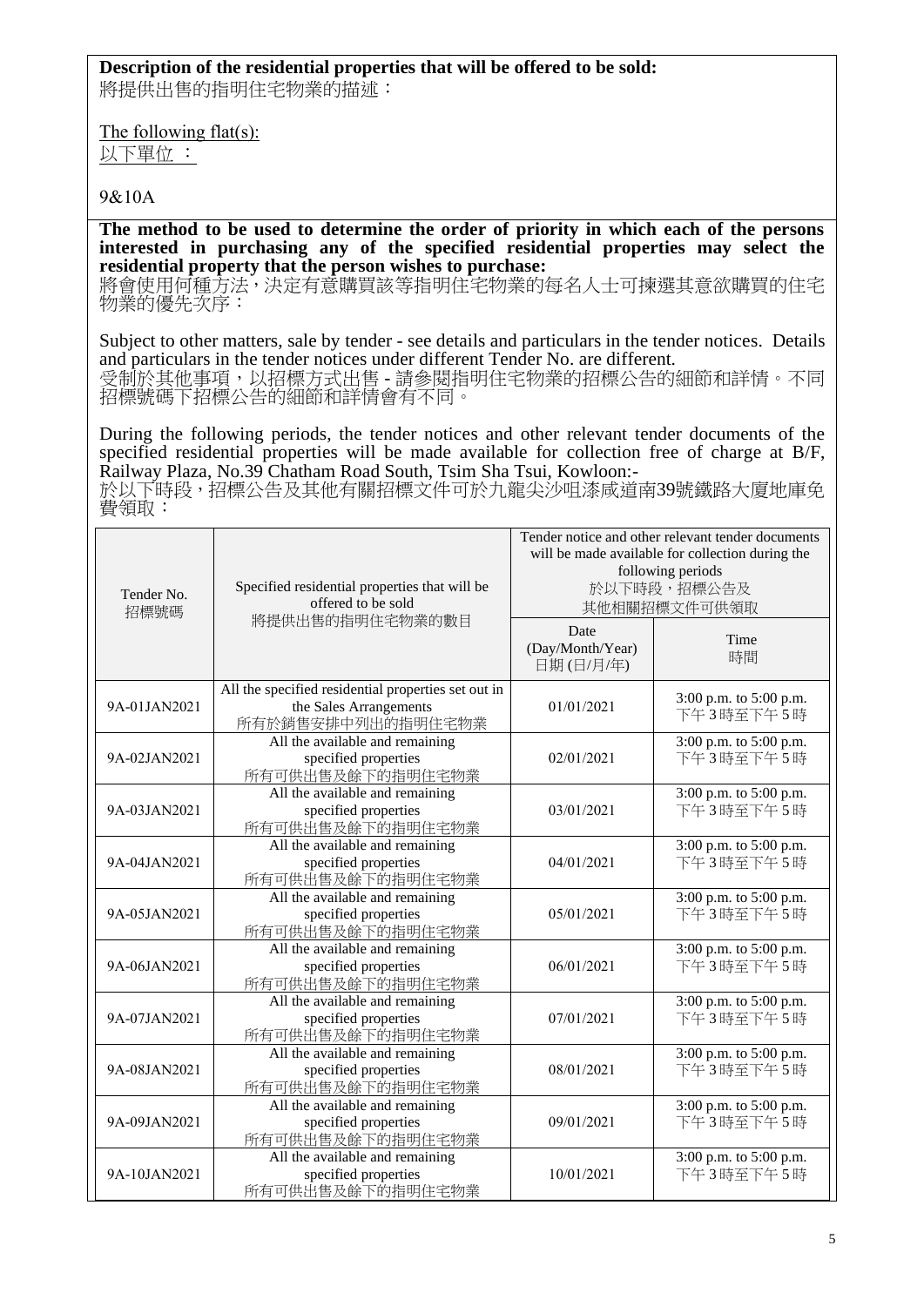**Description of the residential properties that will be offered to be sold:**
將提供出售的指明住宅物業的描述：

The following flat(s):
以下單位 ：

9&10A

**The method to be used to determine the order of priority in which each of the persons interested in purchasing any of the specified residential properties may select the residential property that the person wishes to purchase:**
將會使用何種方法，決定有意購買該等指明住宅物業的每名人士可揀選其意欲購買的住宅物業的優先次序：

Subject to other matters, sale by tender - see details and particulars in the tender notices. Details and particulars in the tender notices under different Tender No. are different.
受制於其他事項，以招標方式出售 - 請參閱指明住宅物業的招標公告的細節和詳情。不同招標號碼下招標公告的細節和詳情會有不同。

During the following periods, the tender notices and other relevant tender documents of the specified residential properties will be made available for collection free of charge at B/F, Railway Plaza, No.39 Chatham Road South, Tsim Sha Tsui, Kowloon:-
於以下時段，招標公告及其他有關招標文件可於九龍尖沙咀漆咸道南39號鐵路大廈地庫免費領取：

| Tender No. 招標號碼 | Specified residential properties that will be offered to be sold 將提供出售的指明住宅物業的數目 | Tender notice and other relevant tender documents will be made available for collection during the following periods 於以下時段，招標公告及其他相關招標文件可供領取 | |
|---|---|---|---|
| | | Date (Day/Month/Year) 日期 (日/月/年) | Time 時間 |
| 9A-01JAN2021 | All the specified residential properties set out in the Sales Arrangements 所有於銷售安排中列出的指明住宅物業 | 01/01/2021 | 3:00 p.m. to 5:00 p.m. 下午3時至下午5時 |
| 9A-02JAN2021 | All the available and remaining specified properties 所有可供出售及餘下的指明住宅物業 | 02/01/2021 | 3:00 p.m. to 5:00 p.m. 下午3時至下午5時 |
| 9A-03JAN2021 | All the available and remaining specified properties 所有可供出售及餘下的指明住宅物業 | 03/01/2021 | 3:00 p.m. to 5:00 p.m. 下午3時至下午5時 |
| 9A-04JAN2021 | All the available and remaining specified properties 所有可供出售及餘下的指明住宅物業 | 04/01/2021 | 3:00 p.m. to 5:00 p.m. 下午3時至下午5時 |
| 9A-05JAN2021 | All the available and remaining specified properties 所有可供出售及餘下的指明住宅物業 | 05/01/2021 | 3:00 p.m. to 5:00 p.m. 下午3時至下午5時 |
| 9A-06JAN2021 | All the available and remaining specified properties 所有可供出售及餘下的指明住宅物業 | 06/01/2021 | 3:00 p.m. to 5:00 p.m. 下午3時至下午5時 |
| 9A-07JAN2021 | All the available and remaining specified properties 所有可供出售及餘下的指明住宅物業 | 07/01/2021 | 3:00 p.m. to 5:00 p.m. 下午3時至下午5時 |
| 9A-08JAN2021 | All the available and remaining specified properties 所有可供出售及餘下的指明住宅物業 | 08/01/2021 | 3:00 p.m. to 5:00 p.m. 下午3時至下午5時 |
| 9A-09JAN2021 | All the available and remaining specified properties 所有可供出售及餘下的指明住宅物業 | 09/01/2021 | 3:00 p.m. to 5:00 p.m. 下午3時至下午5時 |
| 9A-10JAN2021 | All the available and remaining specified properties 所有可供出售及餘下的指明住宅物業 | 10/01/2021 | 3:00 p.m. to 5:00 p.m. 下午3時至下午5時 |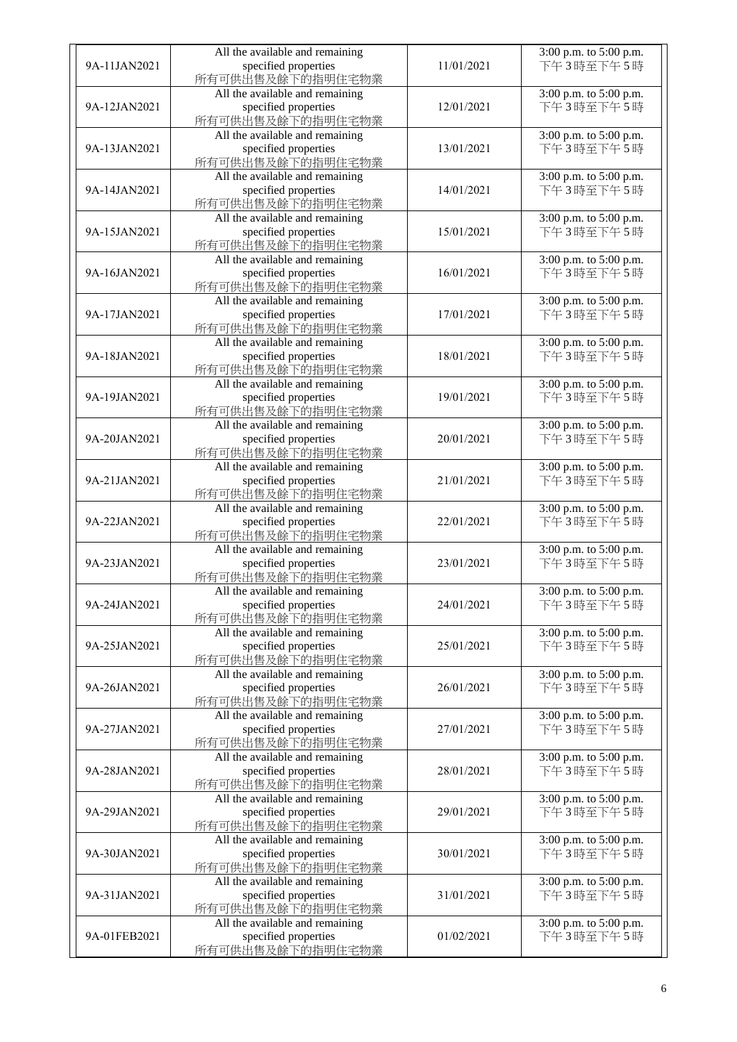| | | | |
|---|---|---|---|
| 9A-11JAN2021 | All the available and remaining specified properties 所有可供出售及餘下的指明住宅物業 | 11/01/2021 | 3:00 p.m. to 5:00 p.m. 下午3時至下午5時 |
| 9A-12JAN2021 | All the available and remaining specified properties 所有可供出售及餘下的指明住宅物業 | 12/01/2021 | 3:00 p.m. to 5:00 p.m. 下午3時至下午5時 |
| 9A-13JAN2021 | All the available and remaining specified properties 所有可供出售及餘下的指明住宅物業 | 13/01/2021 | 3:00 p.m. to 5:00 p.m. 下午3時至下午5時 |
| 9A-14JAN2021 | All the available and remaining specified properties 所有可供出售及餘下的指明住宅物業 | 14/01/2021 | 3:00 p.m. to 5:00 p.m. 下午3時至下午5時 |
| 9A-15JAN2021 | All the available and remaining specified properties 所有可供出售及餘下的指明住宅物業 | 15/01/2021 | 3:00 p.m. to 5:00 p.m. 下午3時至下午5時 |
| 9A-16JAN2021 | All the available and remaining specified properties 所有可供出售及餘下的指明住宅物業 | 16/01/2021 | 3:00 p.m. to 5:00 p.m. 下午3時至下午5時 |
| 9A-17JAN2021 | All the available and remaining specified properties 所有可供出售及餘下的指明住宅物業 | 17/01/2021 | 3:00 p.m. to 5:00 p.m. 下午3時至下午5時 |
| 9A-18JAN2021 | All the available and remaining specified properties 所有可供出售及餘下的指明住宅物業 | 18/01/2021 | 3:00 p.m. to 5:00 p.m. 下午3時至下午5時 |
| 9A-19JAN2021 | All the available and remaining specified properties 所有可供出售及餘下的指明住宅物業 | 19/01/2021 | 3:00 p.m. to 5:00 p.m. 下午3時至下午5時 |
| 9A-20JAN2021 | All the available and remaining specified properties 所有可供出售及餘下的指明住宅物業 | 20/01/2021 | 3:00 p.m. to 5:00 p.m. 下午3時至下午5時 |
| 9A-21JAN2021 | All the available and remaining specified properties 所有可供出售及餘下的指明住宅物業 | 21/01/2021 | 3:00 p.m. to 5:00 p.m. 下午3時至下午5時 |
| 9A-22JAN2021 | All the available and remaining specified properties 所有可供出售及餘下的指明住宅物業 | 22/01/2021 | 3:00 p.m. to 5:00 p.m. 下午3時至下午5時 |
| 9A-23JAN2021 | All the available and remaining specified properties 所有可供出售及餘下的指明住宅物業 | 23/01/2021 | 3:00 p.m. to 5:00 p.m. 下午3時至下午5時 |
| 9A-24JAN2021 | All the available and remaining specified properties 所有可供出售及餘下的指明住宅物業 | 24/01/2021 | 3:00 p.m. to 5:00 p.m. 下午3時至下午5時 |
| 9A-25JAN2021 | All the available and remaining specified properties 所有可供出售及餘下的指明住宅物業 | 25/01/2021 | 3:00 p.m. to 5:00 p.m. 下午3時至下午5時 |
| 9A-26JAN2021 | All the available and remaining specified properties 所有可供出售及餘下的指明住宅物業 | 26/01/2021 | 3:00 p.m. to 5:00 p.m. 下午3時至下午5時 |
| 9A-27JAN2021 | All the available and remaining specified properties 所有可供出售及餘下的指明住宅物業 | 27/01/2021 | 3:00 p.m. to 5:00 p.m. 下午3時至下午5時 |
| 9A-28JAN2021 | All the available and remaining specified properties 所有可供出售及餘下的指明住宅物業 | 28/01/2021 | 3:00 p.m. to 5:00 p.m. 下午3時至下午5時 |
| 9A-29JAN2021 | All the available and remaining specified properties 所有可供出售及餘下的指明住宅物業 | 29/01/2021 | 3:00 p.m. to 5:00 p.m. 下午3時至下午5時 |
| 9A-30JAN2021 | All the available and remaining specified properties 所有可供出售及餘下的指明住宅物業 | 30/01/2021 | 3:00 p.m. to 5:00 p.m. 下午3時至下午5時 |
| 9A-31JAN2021 | All the available and remaining specified properties 所有可供出售及餘下的指明住宅物業 | 31/01/2021 | 3:00 p.m. to 5:00 p.m. 下午3時至下午5時 |
| 9A-01FEB2021 | All the available and remaining specified properties 所有可供出售及餘下的指明住宅物業 | 01/02/2021 | 3:00 p.m. to 5:00 p.m. 下午3時至下午5時 |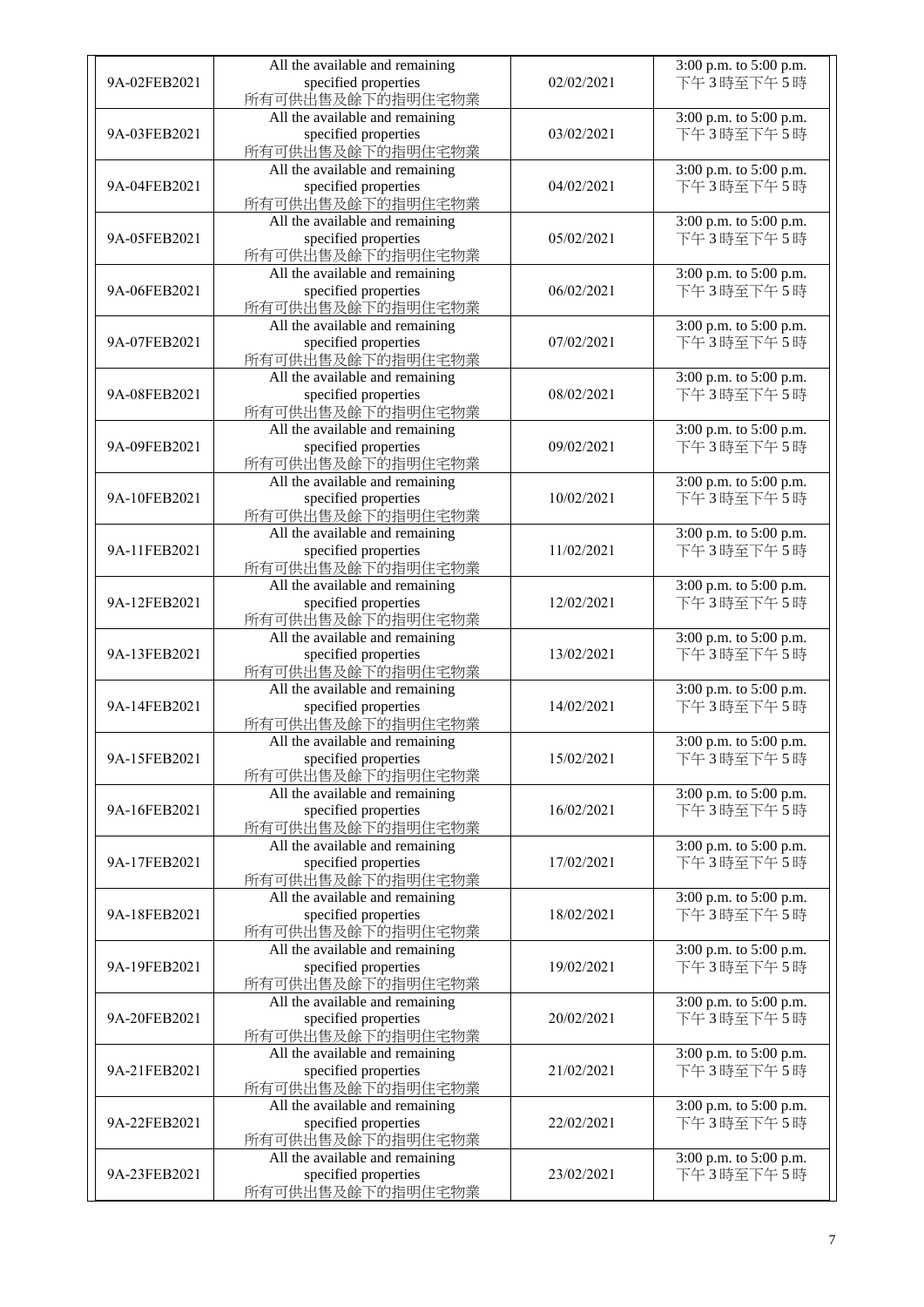| | | | |
|---|---|---|---|
| 9A-02FEB2021 | All the available and remaining specified properties 所有可供出售及餘下的指明住宅物業 | 02/02/2021 | 3:00 p.m. to 5:00 p.m. 下午3時至下午5時 |
| 9A-03FEB2021 | All the available and remaining specified properties 所有可供出售及餘下的指明住宅物業 | 03/02/2021 | 3:00 p.m. to 5:00 p.m. 下午3時至下午5時 |
| 9A-04FEB2021 | All the available and remaining specified properties 所有可供出售及餘下的指明住宅物業 | 04/02/2021 | 3:00 p.m. to 5:00 p.m. 下午3時至下午5時 |
| 9A-05FEB2021 | All the available and remaining specified properties 所有可供出售及餘下的指明住宅物業 | 05/02/2021 | 3:00 p.m. to 5:00 p.m. 下午3時至下午5時 |
| 9A-06FEB2021 | All the available and remaining specified properties 所有可供出售及餘下的指明住宅物業 | 06/02/2021 | 3:00 p.m. to 5:00 p.m. 下午3時至下午5時 |
| 9A-07FEB2021 | All the available and remaining specified properties 所有可供出售及餘下的指明住宅物業 | 07/02/2021 | 3:00 p.m. to 5:00 p.m. 下午3時至下午5時 |
| 9A-08FEB2021 | All the available and remaining specified properties 所有可供出售及餘下的指明住宅物業 | 08/02/2021 | 3:00 p.m. to 5:00 p.m. 下午3時至下午5時 |
| 9A-09FEB2021 | All the available and remaining specified properties 所有可供出售及餘下的指明住宅物業 | 09/02/2021 | 3:00 p.m. to 5:00 p.m. 下午3時至下午5時 |
| 9A-10FEB2021 | All the available and remaining specified properties 所有可供出售及餘下的指明住宅物業 | 10/02/2021 | 3:00 p.m. to 5:00 p.m. 下午3時至下午5時 |
| 9A-11FEB2021 | All the available and remaining specified properties 所有可供出售及餘下的指明住宅物業 | 11/02/2021 | 3:00 p.m. to 5:00 p.m. 下午3時至下午5時 |
| 9A-12FEB2021 | All the available and remaining specified properties 所有可供出售及餘下的指明住宅物業 | 12/02/2021 | 3:00 p.m. to 5:00 p.m. 下午3時至下午5時 |
| 9A-13FEB2021 | All the available and remaining specified properties 所有可供出售及餘下的指明住宅物業 | 13/02/2021 | 3:00 p.m. to 5:00 p.m. 下午3時至下午5時 |
| 9A-14FEB2021 | All the available and remaining specified properties 所有可供出售及餘下的指明住宅物業 | 14/02/2021 | 3:00 p.m. to 5:00 p.m. 下午3時至下午5時 |
| 9A-15FEB2021 | All the available and remaining specified properties 所有可供出售及餘下的指明住宅物業 | 15/02/2021 | 3:00 p.m. to 5:00 p.m. 下午3時至下午5時 |
| 9A-16FEB2021 | All the available and remaining specified properties 所有可供出售及餘下的指明住宅物業 | 16/02/2021 | 3:00 p.m. to 5:00 p.m. 下午3時至下午5時 |
| 9A-17FEB2021 | All the available and remaining specified properties 所有可供出售及餘下的指明住宅物業 | 17/02/2021 | 3:00 p.m. to 5:00 p.m. 下午3時至下午5時 |
| 9A-18FEB2021 | All the available and remaining specified properties 所有可供出售及餘下的指明住宅物業 | 18/02/2021 | 3:00 p.m. to 5:00 p.m. 下午3時至下午5時 |
| 9A-19FEB2021 | All the available and remaining specified properties 所有可供出售及餘下的指明住宅物業 | 19/02/2021 | 3:00 p.m. to 5:00 p.m. 下午3時至下午5時 |
| 9A-20FEB2021 | All the available and remaining specified properties 所有可供出售及餘下的指明住宅物業 | 20/02/2021 | 3:00 p.m. to 5:00 p.m. 下午3時至下午5時 |
| 9A-21FEB2021 | All the available and remaining specified properties 所有可供出售及餘下的指明住宅物業 | 21/02/2021 | 3:00 p.m. to 5:00 p.m. 下午3時至下午5時 |
| 9A-22FEB2021 | All the available and remaining specified properties 所有可供出售及餘下的指明住宅物業 | 22/02/2021 | 3:00 p.m. to 5:00 p.m. 下午3時至下午5時 |
| 9A-23FEB2021 | All the available and remaining specified properties 所有可供出售及餘下的指明住宅物業 | 23/02/2021 | 3:00 p.m. to 5:00 p.m. 下午3時至下午5時 |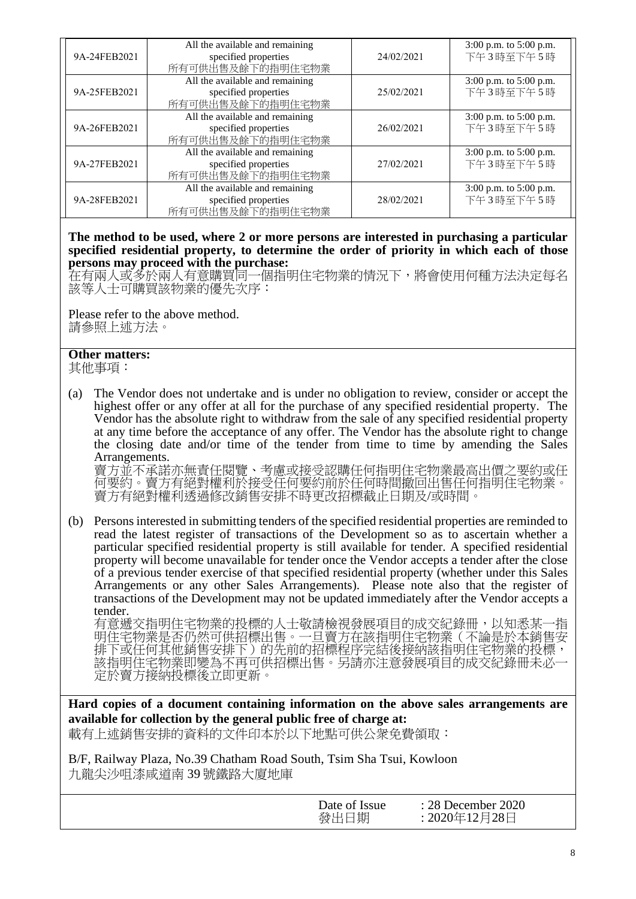| | | | |
|---|---|---|---|
| 9A-24FEB2021 | All the available and remaining specified properties<br>所有可供出售及餘下的指明住宅物業 | 24/02/2021 | 3:00 p.m. to 5:00 p.m.<br>下午 3 時至下午 5 時 |
| 9A-25FEB2021 | All the available and remaining specified properties<br>所有可供出售及餘下的指明住宅物業 | 25/02/2021 | 3:00 p.m. to 5:00 p.m.<br>下午 3 時至下午 5 時 |
| 9A-26FEB2021 | All the available and remaining specified properties<br>所有可供出售及餘下的指明住宅物業 | 26/02/2021 | 3:00 p.m. to 5:00 p.m.<br>下午 3 時至下午 5 時 |
| 9A-27FEB2021 | All the available and remaining specified properties<br>所有可供出售及餘下的指明住宅物業 | 27/02/2021 | 3:00 p.m. to 5:00 p.m.<br>下午 3 時至下午 5 時 |
| 9A-28FEB2021 | All the available and remaining specified properties<br>所有可供出售及餘下的指明住宅物業 | 28/02/2021 | 3:00 p.m. to 5:00 p.m.<br>下午 3 時至下午 5 時 |

**The method to be used, where 2 or more persons are interested in purchasing a particular specified residential property, to determine the order of priority in which each of those persons may proceed with the purchase:**
在有兩人或多於兩人有意購買同一個指明住宅物業的情況下，將會使用何種方法決定每名該等人士可購買該物業的優先次序：

Please refer to the above method.
請參照上述方法。

**Other matters:**
其他事項：

(a) The Vendor does not undertake and is under no obligation to review, consider or accept the highest offer or any offer at all for the purchase of any specified residential property. The Vendor has the absolute right to withdraw from the sale of any specified residential property at any time before the acceptance of any offer. The Vendor has the absolute right to change the closing date and/or time of the tender from time to time by amending the Sales Arrangements.
賣方並不承諾亦無責任閱覽、考慮或接受認購任何指明住宅物業最高出價之要約或任何要約。賣方有絕對權利於接受任何要約前於任何時間撤回出售任何指明住宅物業。賣方有絕對權利透過修改銷售安排不時更改招標截止日期及/或時間。

(b) Persons interested in submitting tenders of the specified residential properties are reminded to read the latest register of transactions of the Development so as to ascertain whether a particular specified residential property is still available for tender. A specified residential property will become unavailable for tender once the Vendor accepts a tender after the close of a previous tender exercise of that specified residential property (whether under this Sales Arrangements or any other Sales Arrangements). Please note also that the register of transactions of the Development may not be updated immediately after the Vendor accepts a tender.
有意遞交指明住宅物業的投標的人士敬請檢視發展項目的成交紀錄冊，以知悉某一指明住宅物業是否仍然可供招標出售。一旦賣方在該指明住宅物業（不論是於本銷售安排下或任何其他銷售安排下）的先前的招標程序完結後接納該指明住宅物業的投標，該指明住宅物業即變為不再可供招標出售。另請亦注意發展項目的成交紀錄冊未必一定於賣方接納投標後立即更新。

**Hard copies of a document containing information on the above sales arrangements are available for collection by the general public free of charge at:**
載有上述銷售安排的資料的文件印本於以下地點可供公眾免費領取：

B/F, Railway Plaza, No.39 Chatham Road South, Tsim Sha Tsui, Kowloon
九龍尖沙咀漆咸道南 39 號鐵路大廈地庫

Date of Issue : 28 December 2020
發出日期 : 2020年12月28日